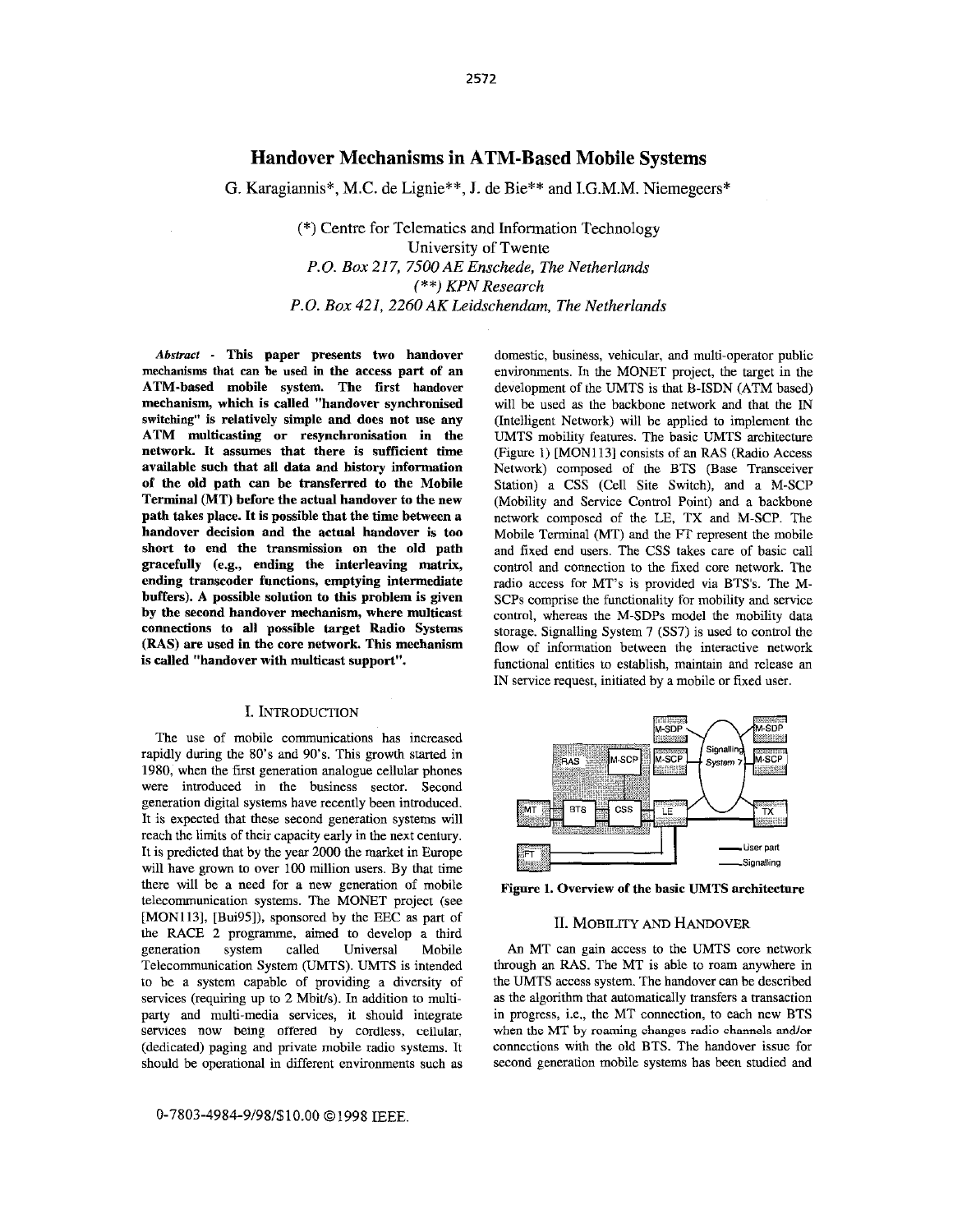# Handover Mechanisms in ATM-Based Mobile Systems

G. Karagiannis*, M.C. de Lignie**, J. de Bie** and I.G.M.M. Niemegeers*

(*) Centre for Telematics and Information Technology
University of Twente
*P.O. Box 217, 7500 AE Enschede, The Netherlands*
*(**) KPN Research*
*P.O. Box 421, 2260 AK Leidschendam, The Netherlands*

***Abstract*** **- This paper presents two handover mechanisms that can be used in the access part of an ATM-based mobile system. The first handover mechanism, which is called "handover synchronised switching" is relatively simple and does not use any ATM multicasting or resynchronisation in the network. It assumes that there is sufficient time available such that all data and history information of the old path can be transferred to the Mobile Terminal (MT) before the actual handover to the new path takes place. It is possible that the time between a handover decision and the actual handover is too short to end the transmission on the old path gracefully (e.g., ending the interleaving matrix, ending transcoder functions, emptying intermediate buffers). A possible solution to this problem is given by the second handover mechanism, where multicast connections to all possible target Radio Systems (RAS) are used in the core network. This mechanism is called "handover with multicast support".**

## I. Introduction

The use of mobile communications has increased rapidly during the 80's and 90's. This growth started in 1980, when the first generation analogue cellular phones were introduced in the business sector. Second generation digital systems have recently been introduced. It is expected that these second generation systems will reach the limits of their capacity early in the next century. It is predicted that by the year 2000 the market in Europe will have grown to over 100 million users. By that time there will be a need for a new generation of mobile telecommunication systems. The MONET project (see [MON113], [Bui95]), sponsored by the EEC as part of the RACE 2 programme, aimed to develop a third generation system called Universal Mobile Telecommunication System (UMTS). UMTS is intended to be a system capable of providing a diversity of services (requiring up to 2 Mbit/s). In addition to multi-party and multi-media services, it should integrate services now being offered by cordless, cellular, (dedicated) paging and private mobile radio systems. It should be operational in different environments such as domestic, business, vehicular, and multi-operator public environments. In the MONET project, the target in the development of the UMTS is that B-ISDN (ATM based) will be used as the backbone network and that the IN (Intelligent Network) will be applied to implement the UMTS mobility features. The basic UMTS architecture (Figure 1) [MON113] consists of an RAS (Radio Access Network) composed of the BTS (Base Transceiver Station) a CSS (Cell Site Switch), and a M-SCP (Mobility and Service Control Point) and a backbone network composed of the LE, TX and M-SCP. The Mobile Terminal (MT) and the FT represent the mobile and fixed end users. The CSS takes care of basic call control and connection to the fixed core network. The radio access for MT's is provided via BTS's. The M-SCPs comprise the functionality for mobility and service control, whereas the M-SDPs model the mobility data storage. Signalling System 7 (SS7) is used to control the flow of information between the interactive network functional entities to establish, maintain and release an IN service request, initiated by a mobile or fixed user.

**Figure 1. Overview of the basic UMTS architecture**

## II. Mobility and Handover

An MT can gain access to the UMTS core network through an RAS. The MT is able to roam anywhere in the UMTS access system. The handover can be described as the algorithm that automatically transfers a transaction in progress, i.e., the MT connection, to each new BTS when the MT by roaming changes radio channels and/or connections with the old BTS. The handover issue for second generation mobile systems has been studied and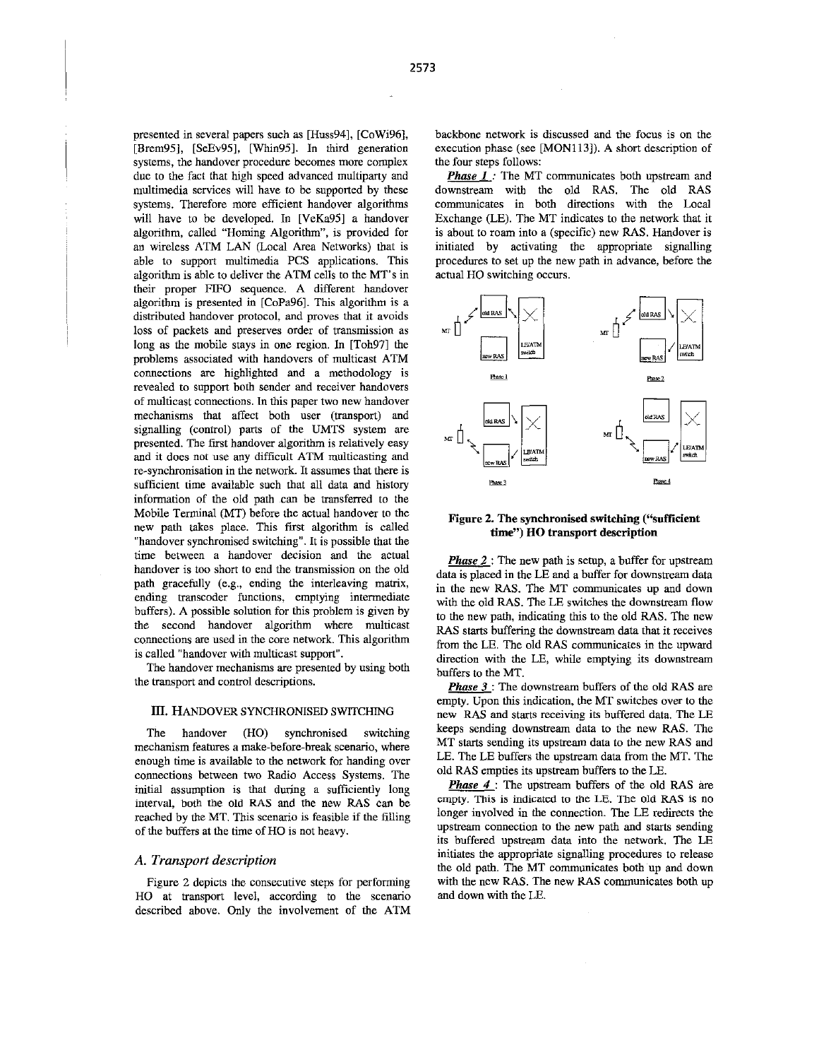presented in several papers such as [Huss94], [CoWi96], [Brem95], [ScEv95], [Whin95]. In third generation systems, the handover procedure becomes more complex due to the fact that high speed advanced multiparty and multimedia services will have to be supported by these systems. Therefore more efficient handover algorithms will have to be developed. In [VeKa95] a handover algorithm, called "Homing Algorithm", is provided for an wireless ATM LAN (Local Area Networks) that is able to support multimedia PCS applications. This algorithm is able to deliver the ATM cells to the MT's in their proper FIFO sequence. A different handover algorithm is presented in [CoPa96]. This algorithm is a distributed handover protocol, and proves that it avoids loss of packets and preserves order of transmission as long as the mobile stays in one region. In [Toh97] the problems associated with handovers of multicast ATM connections are highlighted and a methodology is revealed to support both sender and receiver handovers of multicast connections. In this paper two new handover mechanisms that affect both user (transport) and signalling (control) parts of the UMTS system are presented. The first handover algorithm is relatively easy and it does not use any difficult ATM multicasting and re-synchronisation in the network. It assumes that there is sufficient time available such that all data and history information of the old path can be transferred to the Mobile Terminal (MT) before the actual handover to the new path takes place. This first algorithm is called "handover synchronised switching". It is possible that the time between a handover decision and the actual handover is too short to end the transmission on the old path gracefully (e.g., ending the interleaving matrix, ending transcoder functions, emptying intermediate buffers). A possible solution for this problem is given by the second handover algorithm where multicast connections are used in the core network. This algorithm is called "handover with multicast support".

The handover mechanisms are presented by using both the transport and control descriptions.

## III. HANDOVER SYNCHRONISED SWITCHING

The handover (HO) synchronised switching mechanism features a make-before-break scenario, where enough time is available to the network for handing over connections between two Radio Access Systems. The initial assumption is that during a sufficiently long interval, both the old RAS and the new RAS can be reached by the MT. This scenario is feasible if the filling of the buffers at the time of HO is not heavy.

### A. Transport description

Figure 2 depicts the consecutive steps for performing HO at transport level, according to the scenario described above. Only the involvement of the ATM backbone network is discussed and the focus is on the execution phase (see [MON113]). A short description of the four steps follows:

***Phase 1*** : The MT communicates both upstream and downstream with the old RAS. The old RAS communicates in both directions with the Local Exchange (LE). The MT indicates to the network that it is about to roam into a (specific) new RAS. Handover is initiated by activating the appropriate signalling procedures to set up the new path in advance, before the actual HO switching occurs.

**Figure 2. The synchronised switching ("sufficient time") HO transport description**

***Phase 2*** : The new path is setup, a buffer for upstream data is placed in the LE and a buffer for downstream data in the new RAS. The MT communicates up and down with the old RAS. The LE switches the downstream flow to the new path, indicating this to the old RAS. The new RAS starts buffering the downstream data that it receives from the LE. The old RAS communicates in the upward direction with the LE, while emptying its downstream buffers to the MT.

***Phase 3*** : The downstream buffers of the old RAS are empty. Upon this indication, the MT switches over to the new RAS and starts receiving its buffered data. The LE keeps sending downstream data to the new RAS. The MT starts sending its upstream data to the new RAS and LE. The LE buffers the upstream data from the MT. The old RAS empties its upstream buffers to the LE.

***Phase 4*** : The upstream buffers of the old RAS are empty. This is indicated to the LE. The old RAS is no longer involved in the connection. The LE redirects the upstream connection to the new path and starts sending its buffered upstream data into the network. The LE initiates the appropriate signalling procedures to release the old path. The MT communicates both up and down with the new RAS. The new RAS communicates both up and down with the LE.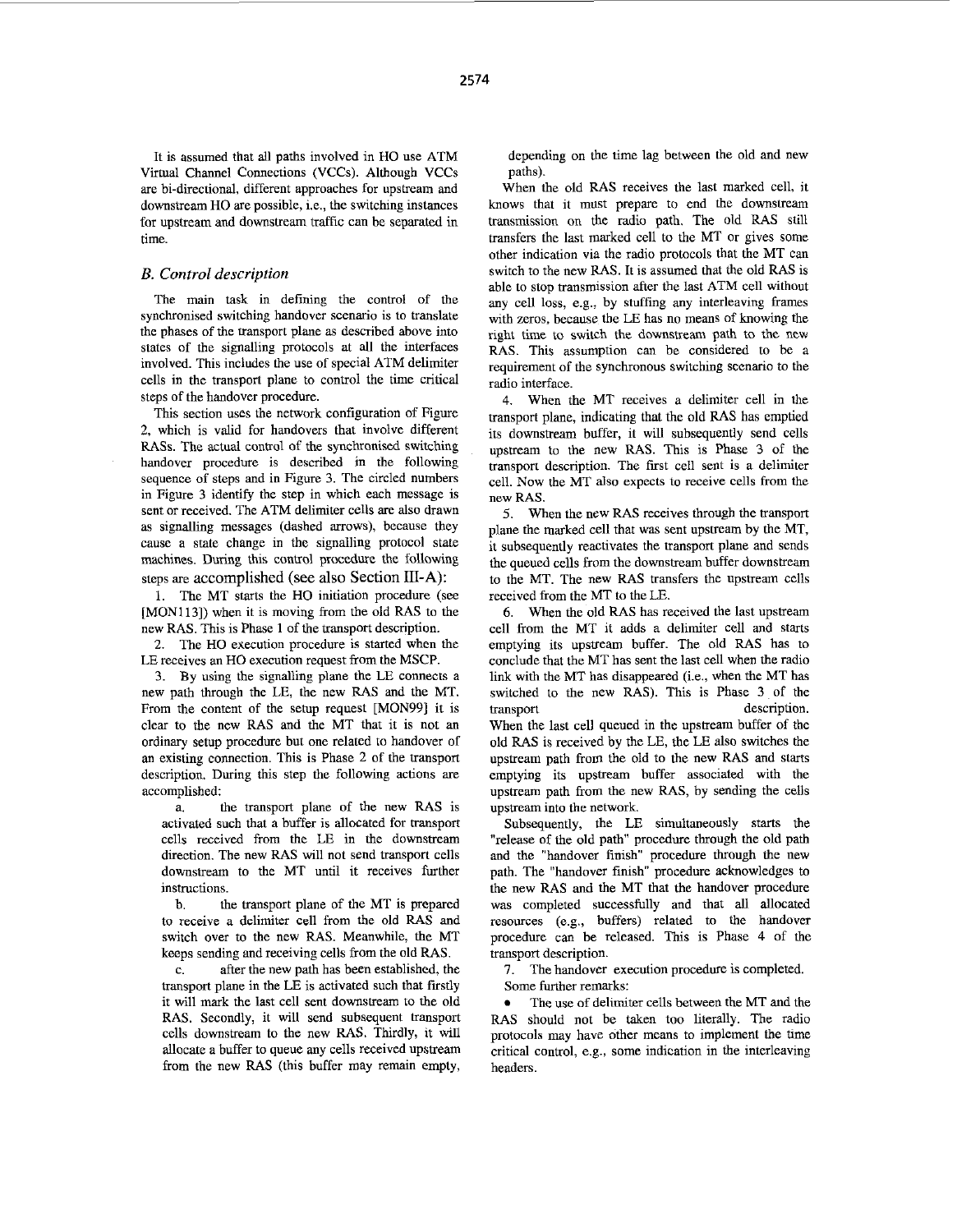It is assumed that all paths involved in HO use ATM Virtual Channel Connections (VCCs). Although VCCs are bi-directional, different approaches for upstream and downstream HO are possible, i.e., the switching instances for upstream and downstream traffic can be separated in time.

### *B. Control description*

The main task in defining the control of the synchronised switching handover scenario is to translate the phases of the transport plane as described above into states of the signalling protocols at all the interfaces involved. This includes the use of special ATM delimiter cells in the transport plane to control the time critical steps of the handover procedure.

This section uses the network configuration of Figure 2, which is valid for handovers that involve different RASs. The actual control of the synchronised switching handover procedure is described in the following sequence of steps and in Figure 3. The circled numbers in Figure 3 identify the step in which each message is sent or received. The ATM delimiter cells are also drawn as signalling messages (dashed arrows), because they cause a state change in the signalling protocol state machines. During this control procedure the following steps are accomplished (see also Section III-A):

1. The MT starts the HO initiation procedure (see [MON113]) when it is moving from the old RAS to the new RAS. This is Phase 1 of the transport description.
2. The HO execution procedure is started when the LE receives an HO execution request from the MSCP.
3. By using the signalling plane the LE connects a new path through the LE, the new RAS and the MT. From the content of the setup request [MON99] it is clear to the new RAS and the MT that it is not an ordinary setup procedure but one related to handover of an existing connection. This is Phase 2 of the transport description. During this step the following actions are accomplished:
   a. the transport plane of the new RAS is activated such that a buffer is allocated for transport cells received from the LE in the downstream direction. The new RAS will not send transport cells downstream to the MT until it receives further instructions.
   b. the transport plane of the MT is prepared to receive a delimiter cell from the old RAS and switch over to the new RAS. Meanwhile, the MT keeps sending and receiving cells from the old RAS.
   c. after the new path has been established, the transport plane in the LE is activated such that firstly it will mark the last cell sent downstream to the old RAS. Secondly, it will send subsequent transport cells downstream to the new RAS. Thirdly, it will allocate a buffer to queue any cells received upstream from the new RAS (this buffer may remain empty, depending on the time lag between the old and new paths).

   When the old RAS receives the last marked cell, it knows that it must prepare to end the downstream transmission on the radio path. The old RAS still transfers the last marked cell to the MT or gives some other indication via the radio protocols that the MT can switch to the new RAS. It is assumed that the old RAS is able to stop transmission after the last ATM cell without any cell loss, e.g., by stuffing any interleaving frames with zeros, because the LE has no means of knowing the right time to switch the downstream path to the new RAS. This assumption can be considered to be a requirement of the synchronous switching scenario to the radio interface.
4. When the MT receives a delimiter cell in the transport plane, indicating that the old RAS has emptied its downstream buffer, it will subsequently send cells upstream to the new RAS. This is Phase 3 of the transport description. The first cell sent is a delimiter cell. Now the MT also expects to receive cells from the new RAS.
5. When the new RAS receives through the transport plane the marked cell that was sent upstream by the MT, it subsequently reactivates the transport plane and sends the queued cells from the downstream buffer downstream to the MT. The new RAS transfers the upstream cells received from the MT to the LE.
6. When the old RAS has received the last upstream cell from the MT it adds a delimiter cell and starts emptying its upstream buffer. The old RAS has to conclude that the MT has sent the last cell when the radio link with the MT has disappeared (i.e., when the MT has switched to the new RAS). This is Phase 3 of the transport description.

   When the last cell queued in the upstream buffer of the old RAS is received by the LE, the LE also switches the upstream path from the old to the new RAS and starts emptying its upstream buffer associated with the upstream path from the new RAS, by sending the cells upstream into the network.

   Subsequently, the LE simultaneously starts the "release of the old path" procedure through the old path and the "handover finish" procedure through the new path. The "handover finish" procedure acknowledges to the new RAS and the MT that the handover procedure was completed successfully and that all allocated resources (e.g., buffers) related to the handover procedure can be released. This is Phase 4 of the transport description.
7. The handover execution procedure is completed.

Some further remarks:

- The use of delimiter cells between the MT and the RAS should not be taken too literally. The radio protocols may have other means to implement the time critical control, e.g., some indication in the interleaving headers.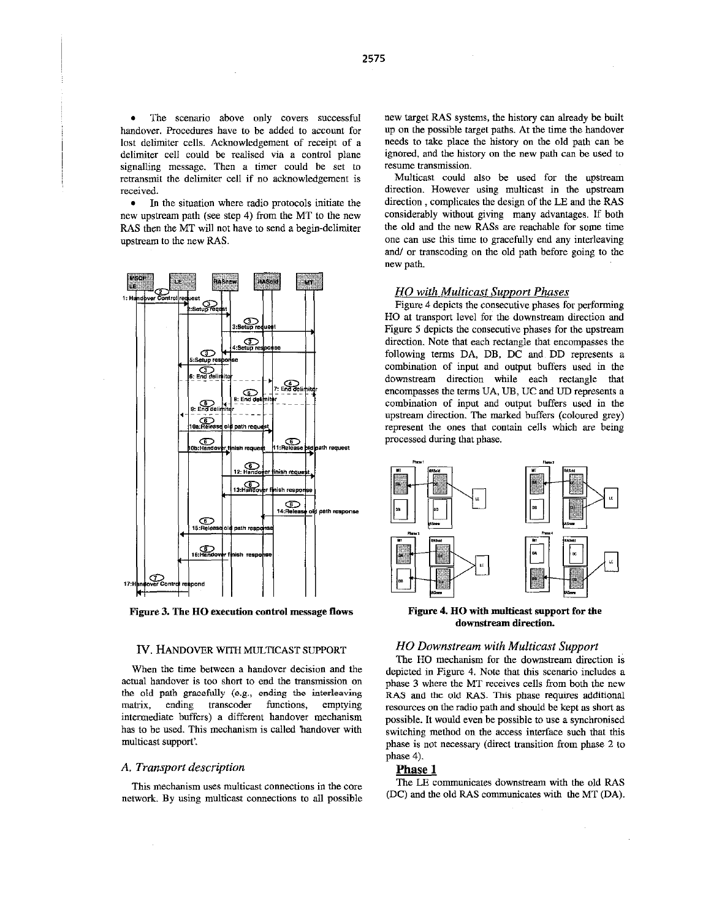- The scenario above only covers successful handover. Procedures have to be added to account for lost delimiter cells. Acknowledgement of receipt of a delimiter cell could be realised via a control plane signalling message. Then a timer could be set to retransmit the delimiter cell if no acknowledgement is received.
- In the situation where radio protocols initiate the new upstream path (see step 4) from the MT to the new RAS then the MT will not have to send a begin-delimiter upstream to the new RAS.

**Figure 3. The HO execution control message flows**

## IV. HANDOVER WITH MULTICAST SUPPORT

When the time between a handover decision and the actual handover is too short to end the transmission on the old path gracefully (e.g., ending the interleaving matrix, ending transcoder functions, emptying intermediate buffers) a different handover mechanism has to be used. This mechanism is called 'handover with multicast support'.

### *A. Transport description*

This mechanism uses multicast connections in the core network. By using multicast connections to all possible new target RAS systems, the history can already be built up on the possible target paths. At the time the handover needs to take place the history on the old path can be ignored, and the history on the new path can be used to resume transmission.

Multicast could also be used for the upstream direction. However using multicast in the upstream direction , complicates the design of the LE and the RAS considerably without giving many advantages. If both the old and the new RASs are reachable for some time one can use this time to gracefully end any interleaving and/ or transcoding on the old path before going to the new path.

### *HO with Multicast Support Phases*

Figure 4 depicts the consecutive phases for performing HO at transport level for the downstream direction and Figure 5 depicts the consecutive phases for the upstream direction. Note that each rectangle that encompasses the following terms DA, DB, DC and DD represents a combination of input and output buffers used in the downstream direction while each rectangle that encompasses the terms UA, UB, UC and UD represents a combination of input and output buffers used in the upstream direction. The marked buffers (coloured grey) represent the ones that contain cells which are being processed during that phase.

**Figure 4. HO with multicast support for the downstream direction.**

### *HO Downstream with Multicast Support*

The HO mechanism for the downstream direction is depicted in Figure 4. Note that this scenario includes a phase 3 where the MT receives cells from both the new RAS and the old RAS. This phase requires additional resources on the radio path and should be kept as short as possible. It would even be possible to use a synchronised switching method on the access interface such that this phase is not necessary (direct transition from phase 2 to phase 4).

**Phase 1**

The LE communicates downstream with the old RAS (DC) and the old RAS communicates with the MT (DA).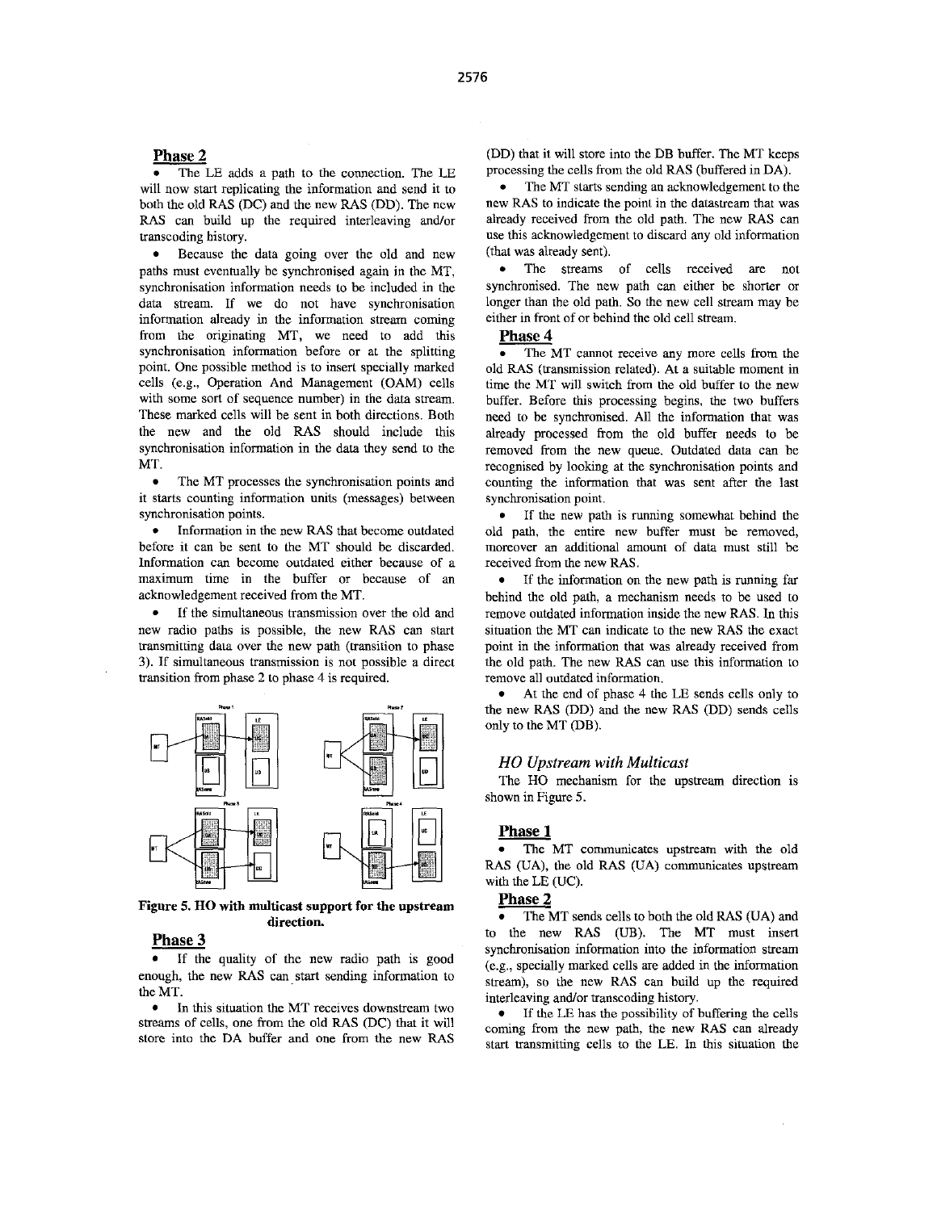## Phase 2

- The LE adds a path to the connection. The LE will now start replicating the information and send it to both the old RAS (DC) and the new RAS (DD). The new RAS can build up the required interleaving and/or transcoding history.
- Because the data going over the old and new paths must eventually be synchronised again in the MT, synchronisation information needs to be included in the data stream. If we do not have synchronisation information already in the information stream coming from the originating MT, we need to add this synchronisation information before or at the splitting point. One possible method is to insert specially marked cells (e.g., Operation And Management (OAM) cells with some sort of sequence number) in the data stream. These marked cells will be sent in both directions. Both the new and the old RAS should include this synchronisation information in the data they send to the MT.
- The MT processes the synchronisation points and it starts counting information units (messages) between synchronisation points.
- Information in the new RAS that become outdated before it can be sent to the MT should be discarded. Information can become outdated either because of a maximum time in the buffer or because of an acknowledgement received from the MT.
- If the simultaneous transmission over the old and new radio paths is possible, the new RAS can start transmitting data over the new path (transition to phase 3). If simultaneous transmission is not possible a direct transition from phase 2 to phase 4 is required.

Figure 5. HO with multicast support for the upstream direction.

## Phase 3

- If the quality of the new radio path is good enough, the new RAS can start sending information to the MT.
- In this situation the MT receives downstream two streams of cells, one from the old RAS (DC) that it will store into the DA buffer and one from the new RAS (DD) that it will store into the DB buffer. The MT keeps processing the cells from the old RAS (buffered in DA).
- The MT starts sending an acknowledgement to the new RAS to indicate the point in the datastream that was already received from the old path. The new RAS can use this acknowledgement to discard any old information (that was already sent).
- The streams of cells received are not synchronised. The new path can either be shorter or longer than the old path. So the new cell stream may be either in front of or behind the old cell stream.

## Phase 4

- The MT cannot receive any more cells from the old RAS (transmission related). At a suitable moment in time the MT will switch from the old buffer to the new buffer. Before this processing begins, the two buffers need to be synchronised. All the information that was already processed from the old buffer needs to be removed from the new queue. Outdated data can be recognised by looking at the synchronisation points and counting the information that was sent after the last synchronisation point.
- If the new path is running somewhat behind the old path, the entire new buffer must be removed, moreover an additional amount of data must still be received from the new RAS.
- If the information on the new path is running far behind the old path, a mechanism needs to be used to remove outdated information inside the new RAS. In this situation the MT can indicate to the new RAS the exact point in the information that was already received from the old path. The new RAS can use this information to remove all outdated information.
- At the end of phase 4 the LE sends cells only to the new RAS (DD) and the new RAS (DD) sends cells only to the MT (DB).

### *HO Upstream with Multicast*

The HO mechanism for the upstream direction is shown in Figure 5.

## Phase 1

- The MT communicates upstream with the old RAS (UA), the old RAS (UA) communicates upstream with the LE (UC).

## Phase 2

- The MT sends cells to both the old RAS (UA) and to the new RAS (UB). The MT must insert synchronisation information into the information stream (e.g., specially marked cells are added in the information stream), so the new RAS can build up the required interleaving and/or transcoding history.
- If the LE has the possibility of buffering the cells coming from the new path, the new RAS can already start transmitting cells to the LE. In this situation the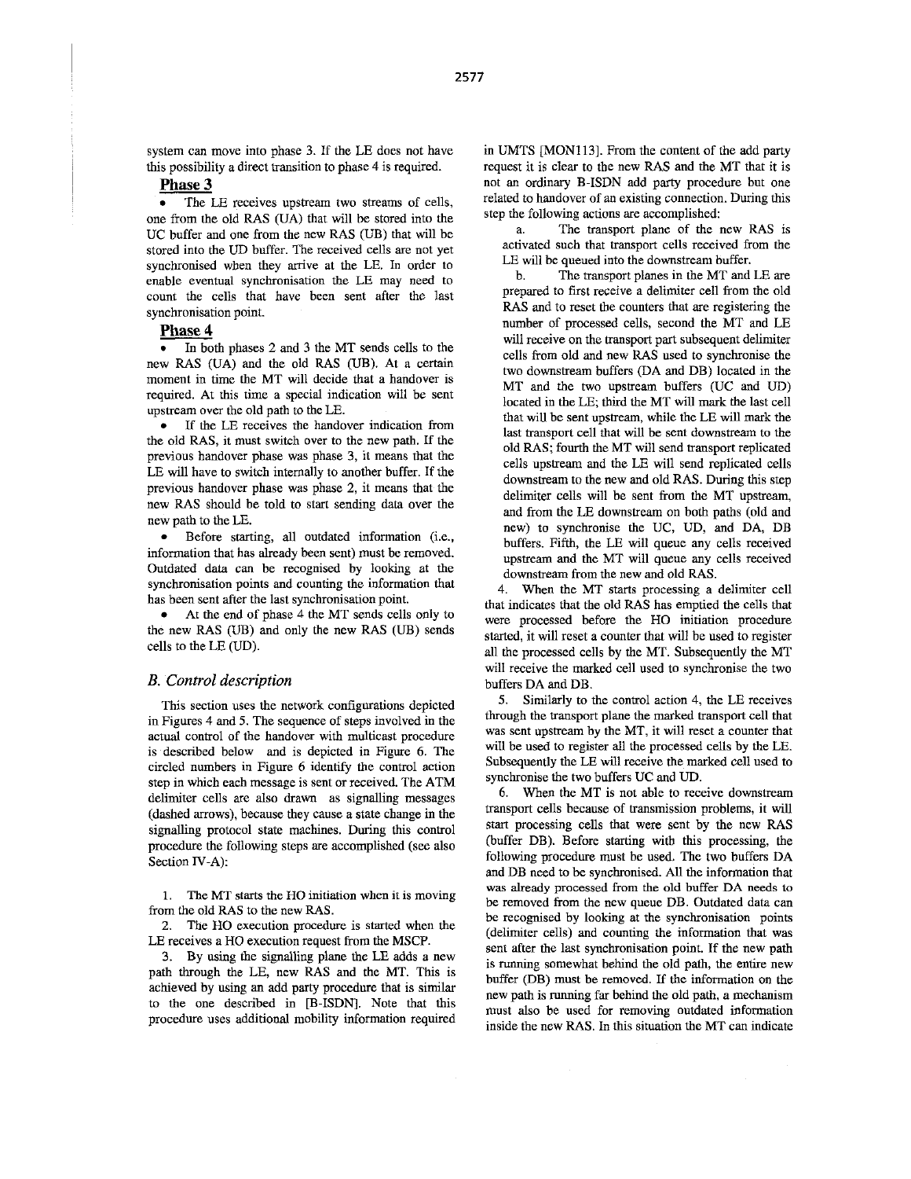system can move into phase 3. If the LE does not have this possibility a direct transition to phase 4 is required.

### Phase 3

- The LE receives upstream two streams of cells, one from the old RAS (UA) that will be stored into the UC buffer and one from the new RAS (UB) that will be stored into the UD buffer. The received cells are not yet synchronised when they arrive at the LE. In order to enable eventual synchronisation the LE may need to count the cells that have been sent after the last synchronisation point.

### Phase 4

- In both phases 2 and 3 the MT sends cells to the new RAS (UA) and the old RAS (UB). At a certain moment in time the MT will decide that a handover is required. At this time a special indication will be sent upstream over the old path to the LE.
- If the LE receives the handover indication from the old RAS, it must switch over to the new path. If the previous handover phase was phase 3, it means that the LE will have to switch internally to another buffer. If the previous handover phase was phase 2, it means that the new RAS should be told to start sending data over the new path to the LE.
- Before starting, all outdated information (i.e., information that has already been sent) must be removed. Outdated data can be recognised by looking at the synchronisation points and counting the information that has been sent after the last synchronisation point.
- At the end of phase 4 the MT sends cells only to the new RAS (UB) and only the new RAS (UB) sends cells to the LE (UD).

## *B. Control description*

This section uses the network configurations depicted in Figures 4 and 5. The sequence of steps involved in the actual control of the handover with multicast procedure is described below and is depicted in Figure 6. The circled numbers in Figure 6 identify the control action step in which each message is sent or received. The ATM delimiter cells are also drawn as signalling messages (dashed arrows), because they cause a state change in the signalling protocol state machines. During this control procedure the following steps are accomplished (see also Section IV-A):

1. The MT starts the HO initiation when it is moving from the old RAS to the new RAS.
2. The HO execution procedure is started when the LE receives a HO execution request from the MSCP.
3. By using the signalling plane the LE adds a new path through the LE, new RAS and the MT. This is achieved by using an add party procedure that is similar to the one described in [B-ISDN]. Note that this procedure uses additional mobility information required in UMTS [MON113]. From the content of the add party request it is clear to the new RAS and the MT that it is not an ordinary B-ISDN add party procedure but one related to handover of an existing connection. During this step the following actions are accomplished:
   a. The transport plane of the new RAS is activated such that transport cells received from the LE will be queued into the downstream buffer.
   b. The transport planes in the MT and LE are prepared to first receive a delimiter cell from the old RAS and to reset the counters that are registering the number of processed cells, second the MT and LE will receive on the transport part subsequent delimiter cells from old and new RAS used to synchronise the two downstream buffers (DA and DB) located in the MT and the two upstream buffers (UC and UD) located in the LE; third the MT will mark the last cell that will be sent upstream, while the LE will mark the last transport cell that will be sent downstream to the old RAS; fourth the MT will send transport replicated cells upstream and the LE will send replicated cells downstream to the new and old RAS. During this step delimiter cells will be sent from the MT upstream, and from the LE downstream on both paths (old and new) to synchronise the UC, UD, and DA, DB buffers. Fifth, the LE will queue any cells received upstream and the MT will queue any cells received downstream from the new and old RAS.
4. When the MT starts processing a delimiter cell that indicates that the old RAS has emptied the cells that were processed before the HO initiation procedure started, it will reset a counter that will be used to register all the processed cells by the MT. Subsequently the MT will receive the marked cell used to synchronise the two buffers DA and DB.
5. Similarly to the control action 4, the LE receives through the transport plane the marked transport cell that was sent upstream by the MT, it will reset a counter that will be used to register all the processed cells by the LE. Subsequently the LE will receive the marked cell used to synchronise the two buffers UC and UD.
6. When the MT is not able to receive downstream transport cells because of transmission problems, it will start processing cells that were sent by the new RAS (buffer DB). Before starting with this processing, the following procedure must be used. The two buffers DA and DB need to be synchronised. All the information that was already processed from the old buffer DA needs to be removed from the new queue DB. Outdated data can be recognised by looking at the synchronisation points (delimiter cells) and counting the information that was sent after the last synchronisation point. If the new path is running somewhat behind the old path, the entire new buffer (DB) must be removed. If the information on the new path is running far behind the old path, a mechanism must also be used for removing outdated information inside the new RAS. In this situation the MT can indicate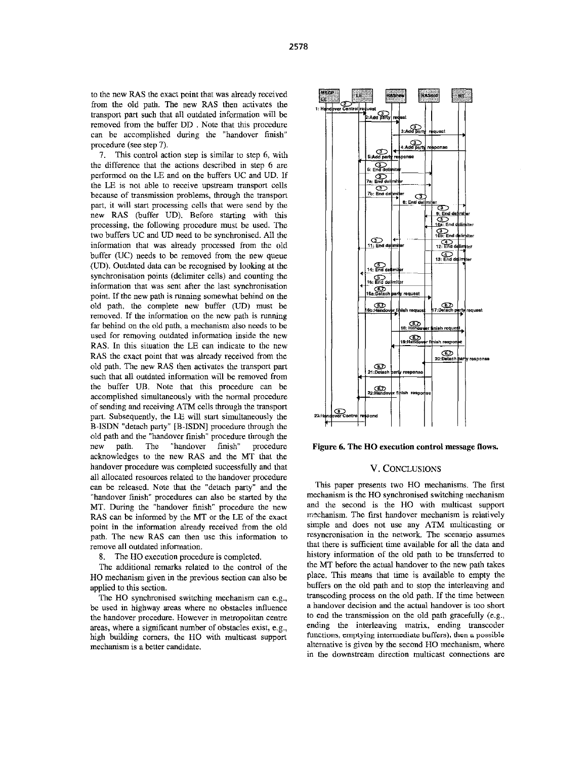to the new RAS the exact point that was already received from the old path. The new RAS then activates the transport part such that all outdated information will be removed from the buffer DD . Note that this procedure can be accomplished during the "handover finish" procedure (see step 7).

7. This control action step is similar to step 6, with the difference that the actions described in step 6 are performed on the LE and on the buffers UC and UD. If the LE is not able to receive upstream transport cells because of transmission problems, through the transport part, it will start processing cells that were send by the new RAS (buffer UD). Before starting with this processing, the following procedure must be used. The two buffers UC and UD need to be synchronised. All the information that was already processed from the old buffer (UC) needs to be removed from the new queue (UD). Outdated data can be recognised by looking at the synchronisation points (delimiter cells) and counting the information that was sent after the last synchronisation point. If the new path is running somewhat behind on the old path, the complete new buffer (UD) must be removed. If the information on the new path is running far behind on the old path, a mechanism also needs to be used for removing outdated information inside the new RAS. In this situation the LE can indicate to the new RAS the exact point that was already received from the old path. The new RAS then activates the transport part such that all outdated information will be removed from the buffer UB. Note that this procedure can be accomplished simultaneously with the normal procedure of sending and receiving ATM cells through the transport part. Subsequently, the LE will start simultaneously the B-ISDN "detach party" [B-ISDN] procedure through the old path and the "handover finish" procedure through the new path. The "handover finish" procedure acknowledges to the new RAS and the MT that the handover procedure was completed successfully and that all allocated resources related to the handover procedure can be released. Note that the "detach party" and the "handover finish" procedures can also be started by the MT. During the "handover finish" procedure the new RAS can be informed by the MT or the LE of the exact point in the information already received from the old path. The new RAS can then use this information to remove all outdated information.

8. The HO execution procedure is completed.

The additional remarks related to the control of the HO mechanism given in the previous section can also be applied to this section.

The HO synchronised switching mechanism can e.g., be used in highway areas where no obstacles influence the handover procedure. However in metropolitan centre areas, where a significant number of obstacles exist, e.g., high building corners, the HO with multicast support mechanism is a better candidate.

**Figure 6. The HO execution control message flows.**

## V. CONCLUSIONS

This paper presents two HO mechanisms. The first mechanism is the HO synchronised switching mechanism and the second is the HO with multicast support mechanism. The first handover mechanism is relatively simple and does not use any ATM multicasting or resyncronisation in the network. The scenario assumes that there is sufficient time available for all the data and history information of the old path to be transferred to the MT before the actual handover to the new path takes place. This means that time is available to empty the buffers on the old path and to stop the interleaving and transcoding process on the old path. If the time between a handover decision and the actual handover is too short to end the transmission on the old path gracefully (e.g., ending the interleaving matrix, ending transcoder functions, emptying intermediate buffers), then a possible alternative is given by the second HO mechanism, where in the downstream direction multicast connections are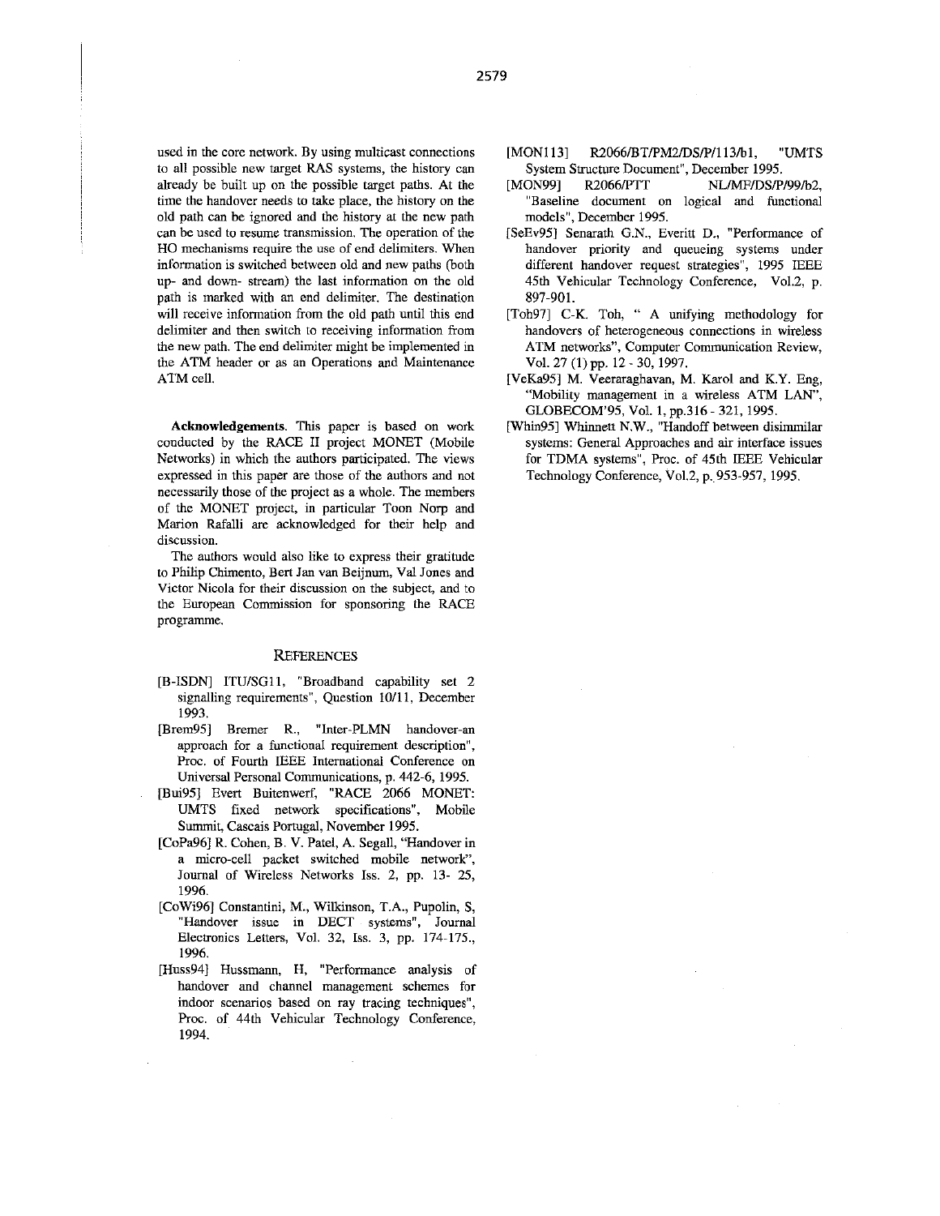used in the core network. By using multicast connections to all possible new target RAS systems, the history can already be built up on the possible target paths. At the time the handover needs to take place, the history on the old path can be ignored and the history at the new path can be used to resume transmission. The operation of the HO mechanisms require the use of end delimiters. When information is switched between old and new paths (both up- and down- stream) the last information on the old path is marked with an end delimiter. The destination will receive information from the old path until this end delimiter and then switch to receiving information from the new path. The end delimiter might be implemented in the ATM header or as an Operations and Maintenance ATM cell.

**Acknowledgements**. This paper is based on work conducted by the RACE II project MONET (Mobile Networks) in which the authors participated. The views expressed in this paper are those of the authors and not necessarily those of the project as a whole. The members of the MONET project, in particular Toon Norp and Marion Rafalli are acknowledged for their help and discussion.

The authors would also like to express their gratitude to Philip Chimento, Bert Jan van Beijnum, Val Jones and Victor Nicola for their discussion on the subject, and to the European Commission for sponsoring the RACE programme.

## REFERENCES

[B-ISDN] ITU/SG11, "Broadband capability set 2 signalling requirements", Question 10/11, December 1993.

[Brem95] Bremer R., "Inter-PLMN handover-an approach for a functional requirement description", Proc. of Fourth IEEE International Conference on Universal Personal Communications, p. 442-6, 1995.

[Bui95] Evert Buitenwerf, "RACE 2066 MONET: UMTS fixed network specifications", Mobile Summit, Cascais Portugal, November 1995.

[CoPa96] R. Cohen, B. V. Patel, A. Segall, "Handover in a micro-cell packet switched mobile network", Journal of Wireless Networks Iss. 2, pp. 13- 25, 1996.

[CoWi96] Constantini, M., Wilkinson, T.A., Pupolin, S, "Handover issue in DECT systems", Journal Electronics Letters, Vol. 32, Iss. 3, pp. 174-175., 1996.

[Huss94] Hussmann, H, "Performance analysis of handover and channel management schemes for indoor scenarios based on ray tracing techniques", Proc. of 44th Vehicular Technology Conference, 1994.

[MON113] R2066/BT/PM2/DS/P/113/b1, "UMTS System Structure Document", December 1995.

[MON99] R2066/PTT NL/MF/DS/P/99/b2, "Baseline document on logical and functional models", December 1995.

[SeEv95] Senarath G.N., Everitt D., "Performance of handover priority and queueing systems under different handover request strategies", 1995 IEEE 45th Vehicular Technology Conference, Vol.2, p. 897-901.

[Toh97] C-K. Toh, " A unifying methodology for handovers of heterogeneous connections in wireless ATM networks", Computer Communication Review, Vol. 27 (1) pp. 12 - 30, 1997.

[VeKa95] M. Veeraraghavan, M. Karol and K.Y. Eng, "Mobility management in a wireless ATM LAN", GLOBECOM'95, Vol. 1, pp.316 - 321, 1995.

[Whin95] Whinnett N.W., "Handoff between disimmilar systems: General Approaches and air interface issues for TDMA systems", Proc. of 45th IEEE Vehicular Technology Conference, Vol.2, p. 953-957, 1995.